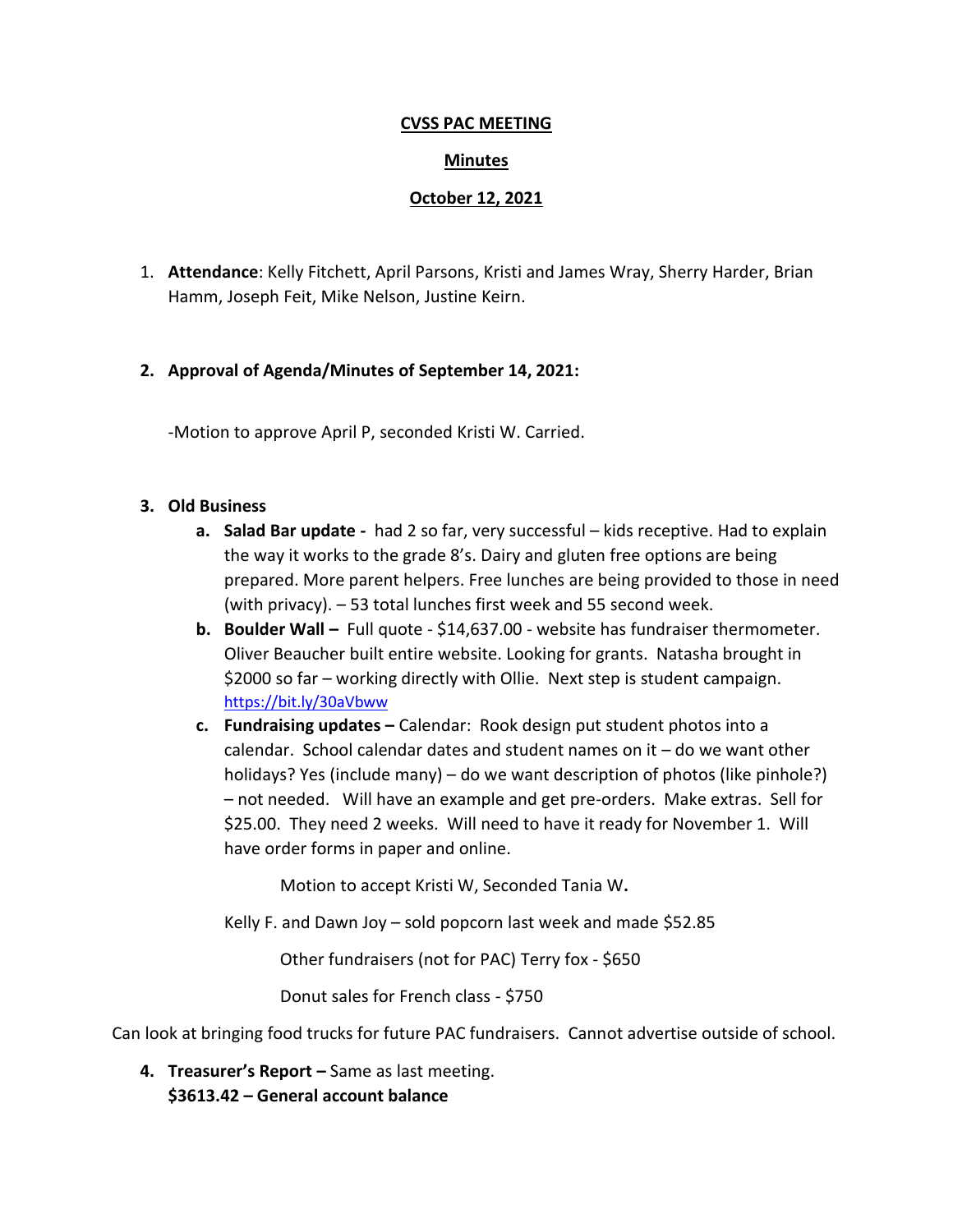**CVSS PAC MEETING**

**Minutes**

**October 12, 2021**

1. **Attendance**: Kelly Fitchett, April Parsons, Kristi and James Wray, Sherry Harder, Brian Hamm, Joseph Feit, Mike Nelson, Justine Keirn.

2. **Approval of Agenda/Minutes of September 14, 2021:**

   -Motion to approve April P, seconded Kristi W. Carried.

3. **Old Business**
   a. **Salad Bar update -** had 2 so far, very successful – kids receptive. Had to explain the way it works to the grade 8's. Dairy and gluten free options are being prepared. More parent helpers. Free lunches are being provided to those in need (with privacy). – 53 total lunches first week and 55 second week.
   b. **Boulder Wall –** Full quote - $14,637.00 - website has fundraiser thermometer. Oliver Beaucher built entire website. Looking for grants. Natasha brought in $2000 so far – working directly with Ollie. Next step is student campaign. https://bit.ly/30aVbww
   c. **Fundraising updates –** Calendar: Rook design put student photos into a calendar. School calendar dates and student names on it – do we want other holidays? Yes (include many) – do we want description of photos (like pinhole?) – not needed. Will have an example and get pre-orders. Make extras. Sell for $25.00. They need 2 weeks. Will need to have it ready for November 1. Will have order forms in paper and online.

      Motion to accept Kristi W, Seconded Tania W**.**

      Kelly F. and Dawn Joy – sold popcorn last week and made $52.85

      Other fundraisers (not for PAC) Terry fox - $650

      Donut sales for French class - $750

Can look at bringing food trucks for future PAC fundraisers. Cannot advertise outside of school.

4. **Treasurer's Report –** Same as last meeting.
   **$3613.42 – General account balance**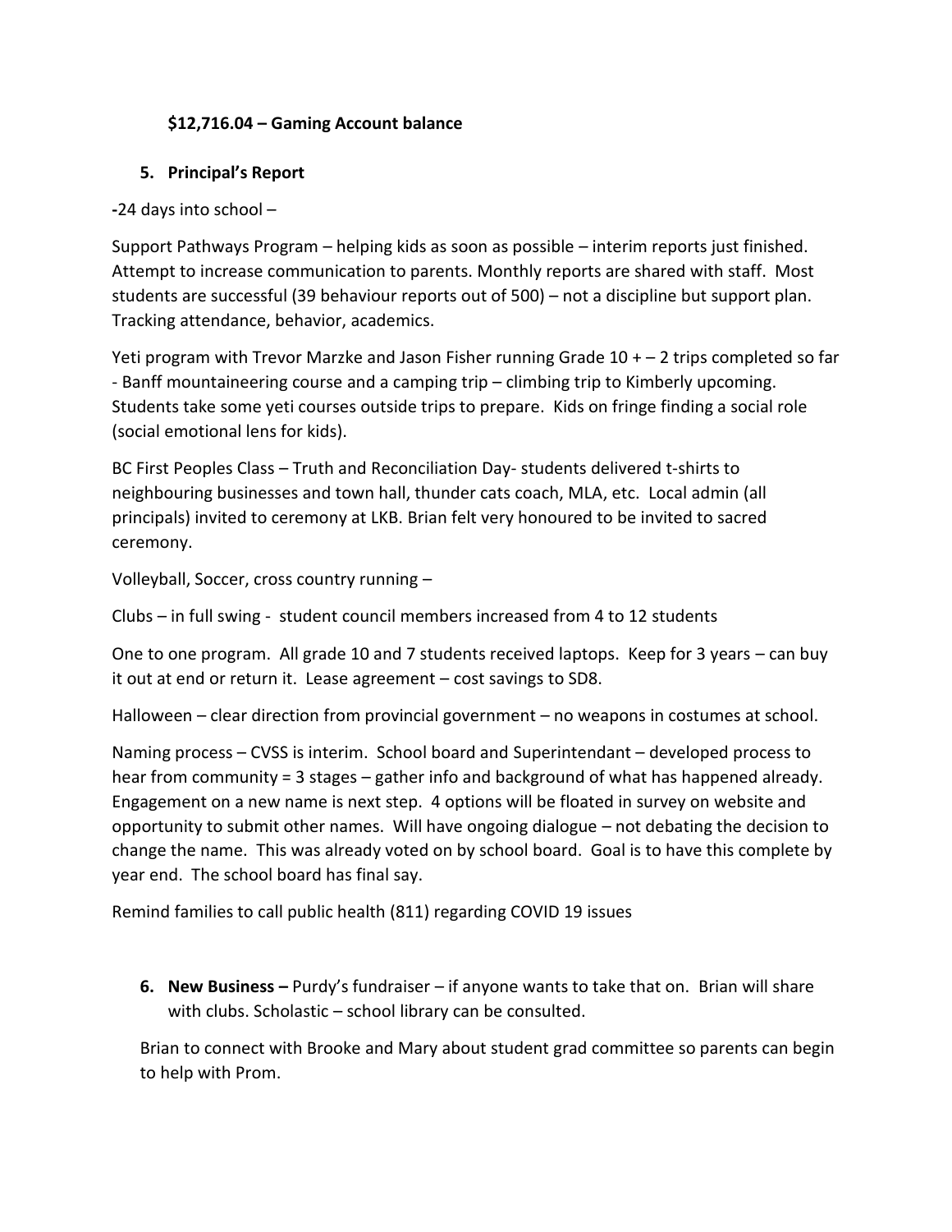**$12,716.04 – Gaming Account balance**

5. **Principal's Report**

**-**24 days into school –

Support Pathways Program – helping kids as soon as possible – interim reports just finished. Attempt to increase communication to parents. Monthly reports are shared with staff. Most students are successful (39 behaviour reports out of 500) – not a discipline but support plan. Tracking attendance, behavior, academics.

Yeti program with Trevor Marzke and Jason Fisher running Grade 10 + – 2 trips completed so far - Banff mountaineering course and a camping trip – climbing trip to Kimberly upcoming. Students take some yeti courses outside trips to prepare. Kids on fringe finding a social role (social emotional lens for kids).

BC First Peoples Class – Truth and Reconciliation Day- students delivered t-shirts to neighbouring businesses and town hall, thunder cats coach, MLA, etc. Local admin (all principals) invited to ceremony at LKB. Brian felt very honoured to be invited to sacred ceremony.

Volleyball, Soccer, cross country running –

Clubs – in full swing - student council members increased from 4 to 12 students

One to one program. All grade 10 and 7 students received laptops. Keep for 3 years – can buy it out at end or return it. Lease agreement – cost savings to SD8.

Halloween – clear direction from provincial government – no weapons in costumes at school.

Naming process – CVSS is interim. School board and Superintendant – developed process to hear from community = 3 stages – gather info and background of what has happened already. Engagement on a new name is next step. 4 options will be floated in survey on website and opportunity to submit other names. Will have ongoing dialogue – not debating the decision to change the name. This was already voted on by school board. Goal is to have this complete by year end. The school board has final say.

Remind families to call public health (811) regarding COVID 19 issues

6. **New Business –** Purdy's fundraiser – if anyone wants to take that on. Brian will share with clubs. Scholastic – school library can be consulted.

Brian to connect with Brooke and Mary about student grad committee so parents can begin to help with Prom.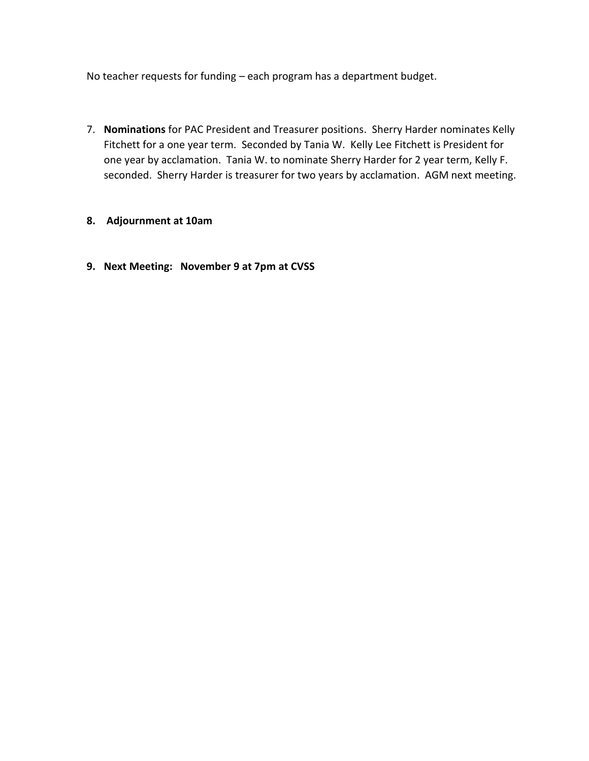No teacher requests for funding – each program has a department budget.

7. **Nominations** for PAC President and Treasurer positions. Sherry Harder nominates Kelly Fitchett for a one year term. Seconded by Tania W. Kelly Lee Fitchett is President for one year by acclamation. Tania W. to nominate Sherry Harder for 2 year term, Kelly F. seconded. Sherry Harder is treasurer for two years by acclamation. AGM next meeting.

8. **Adjournment at 10am**

9. **Next Meeting: November 9 at 7pm at CVSS**